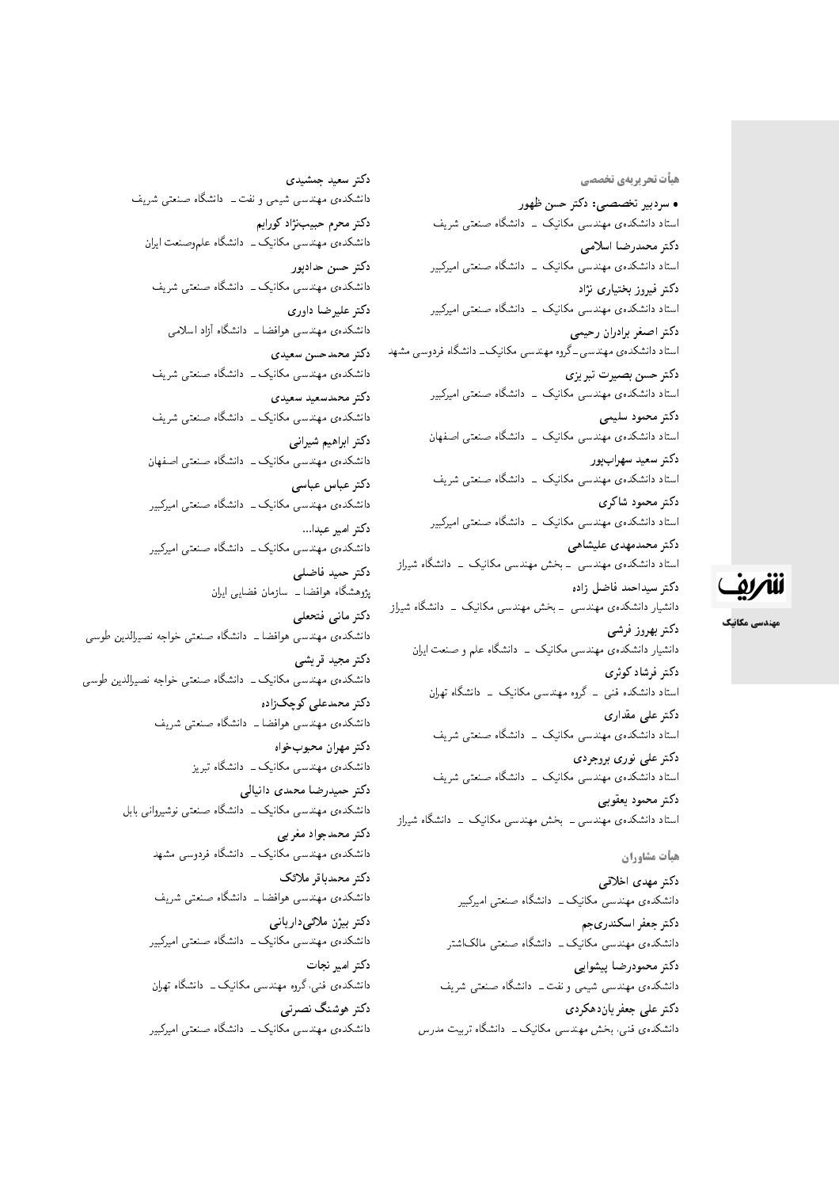## هیأت تحریریه‌ی تخصصی

• **سردبیر تخصصی: دکتر حسن ظهور**
استاد دانشکده‌ی مهندسی مکانیک ــ دانشگاه صنعتی شریف

**دکتر محمدرضا اسلامی**
استاد دانشکده‌ی مهندسی مکانیک ــ دانشگاه صنعتی امیرکبیر

**دکتر فیروز بختیاری نژاد**
استاد دانشکده‌ی مهندسی مکانیک ــ دانشگاه صنعتی امیرکبیر

**دکتر اصغر برادران رحیمی**
استاد دانشکده‌ی مهندسی ــ گروه مهندسی مکانیک ــ دانشگاه فردوسی مشهد

**دکتر حسن بصیرت تبریزی**
استاد دانشکده‌ی مهندسی مکانیک ــ دانشگاه صنعتی امیرکبیر

**دکتر محمود سلیمی**
استاد دانشکده‌ی مهندسی مکانیک ــ دانشگاه صنعتی اصفهان

**دکتر سعید سهراب‌پور**
استاد دانشکده‌ی مهندسی مکانیک ــ دانشگاه صنعتی شریف

**دکتر محمود شاکری**
استاد دانشکده‌ی مهندسی مکانیک ــ دانشگاه صنعتی امیرکبیر

**دکتر محمدمهدی علیشاهی**
استاد دانشکده‌ی مهندسی ــ بخش مهندسی مکانیک ــ دانشگاه شیراز

**دکتر سیداحمد فاضل زاده**
دانشیار دانشکده‌ی مهندسی ــ بخش مهندسی مکانیک ــ دانشگاه شیراز

**دکتر بهروز فرشی**
دانشیار دانشکده‌ی مهندسی مکانیک ــ دانشگاه علم و صنعت ایران

**دکتر فرشاد کوثری**
استاد دانشکده فنی ــ گروه مهندسی مکانیک ــ دانشگاه تهران

**دکتر علی مقداری**
استاد دانشکده‌ی مهندسی مکانیک ــ دانشگاه صنعتی شریف

**دکتر علی نوری بروجردی**
استاد دانشکده‌ی مهندسی مکانیک ــ دانشگاه صنعتی شریف

**دکتر محمود یعقوبی**
استاد دانشکده‌ی مهندسی ــ بخش مهندسی مکانیک ــ دانشگاه شیراز

## هیأت مشاوران

**دکتر مهدی اخلاقی**
دانشکده‌ی مهندسی مکانیک ــ دانشگاه صنعتی امیرکبیر

**دکتر جعفر اسکندری‌جم**
دانشکده‌ی مهندسی مکانیک ــ دانشگاه صنعتی مالک‌اشتر

**دکتر محمودرضا پیشوایی**
دانشکده‌ی مهندسی شیمی و نفت ــ دانشگاه صنعتی شریف

**دکتر علی جعفریان‌دهکردی**
دانشکده‌ی فنی، بخش مهندسی مکانیک ــ دانشگاه تربیت مدرس

**دکتر سعید جمشیدی**
دانشکده‌ی مهندسی شیمی و نفت ــ دانشگاه صنعتی شریف

**دکتر محرم حبیب‌نژاد کورایم**
دانشکده‌ی مهندسی مکانیک ــ دانشگاه علم‌وصنعت ایران

**دکتر حسن حدادپور**
دانشکده‌ی مهندسی مکانیک ــ دانشگاه صنعتی شریف

**دکتر علیرضا داوری**
دانشکده‌ی مهندسی هوافضا ــ دانشگاه آزاد اسلامی

**دکتر محمدحسن سعیدی**
دانشکده‌ی مهندسی مکانیک ــ دانشگاه صنعتی شریف

**دکتر محمدسعید سعیدی**
دانشکده‌ی مهندسی مکانیک ــ دانشگاه صنعتی شریف

**دکتر ابراهیم شیرانی**
دانشکده‌ی مهندسی مکانیک ــ دانشگاه صنعتی اصفهان

**دکتر عباس عباسی**
دانشکده‌ی مهندسی مکانیک ــ دانشگاه صنعتی امیرکبیر

**دکتر امیر عبدا...**
دانشکده‌ی مهندسی مکانیک ــ دانشگاه صنعتی امیرکبیر

**دکتر حمید فاضلی**
پژوهشگاه هوافضا ــ سازمان فضایی ایران

**دکتر مانی فتحعلی**
دانشکده‌ی مهندسی هوافضا ــ دانشگاه صنعتی خواجه نصیرالدین طوسی

**دکتر مجید قریشی**
دانشکده‌ی مهندسی مکانیک ــ دانشگاه صنعتی خواجه نصیرالدین طوسی

**دکتر محمدعلی کوچک‌زاده**
دانشکده‌ی مهندسی هوافضا ــ دانشگاه صنعتی شریف

**دکتر مهران محبوب‌خواه**
دانشکده‌ی مهندسی مکانیک ــ دانشگاه تبریز

**دکتر حمیدرضا محمدی دانیالی**
دانشکده‌ی مهندسی مکانیک ــ دانشگاه صنعتی نوشیروانی بابل

**دکتر محمدجواد مغربی**
دانشکده‌ی مهندسی مکانیک ــ دانشگاه فردوسی مشهد

**دکتر محمدباقر ملائک**
دانشکده‌ی مهندسی هوافضا ــ دانشگاه صنعتی شریف

**دکتر بیژن ملائی‌داریانی**
دانشکده‌ی مهندسی مکانیک ــ دانشگاه صنعتی امیرکبیر

**دکتر امیر نجات**
دانشکده‌ی فنی، گروه مهندسی مکانیک ــ دانشگاه تهران

**دکتر هوشنگ نصرتی**
دانشکده‌ی مهندسی مکانیک ــ دانشگاه صنعتی امیرکبیر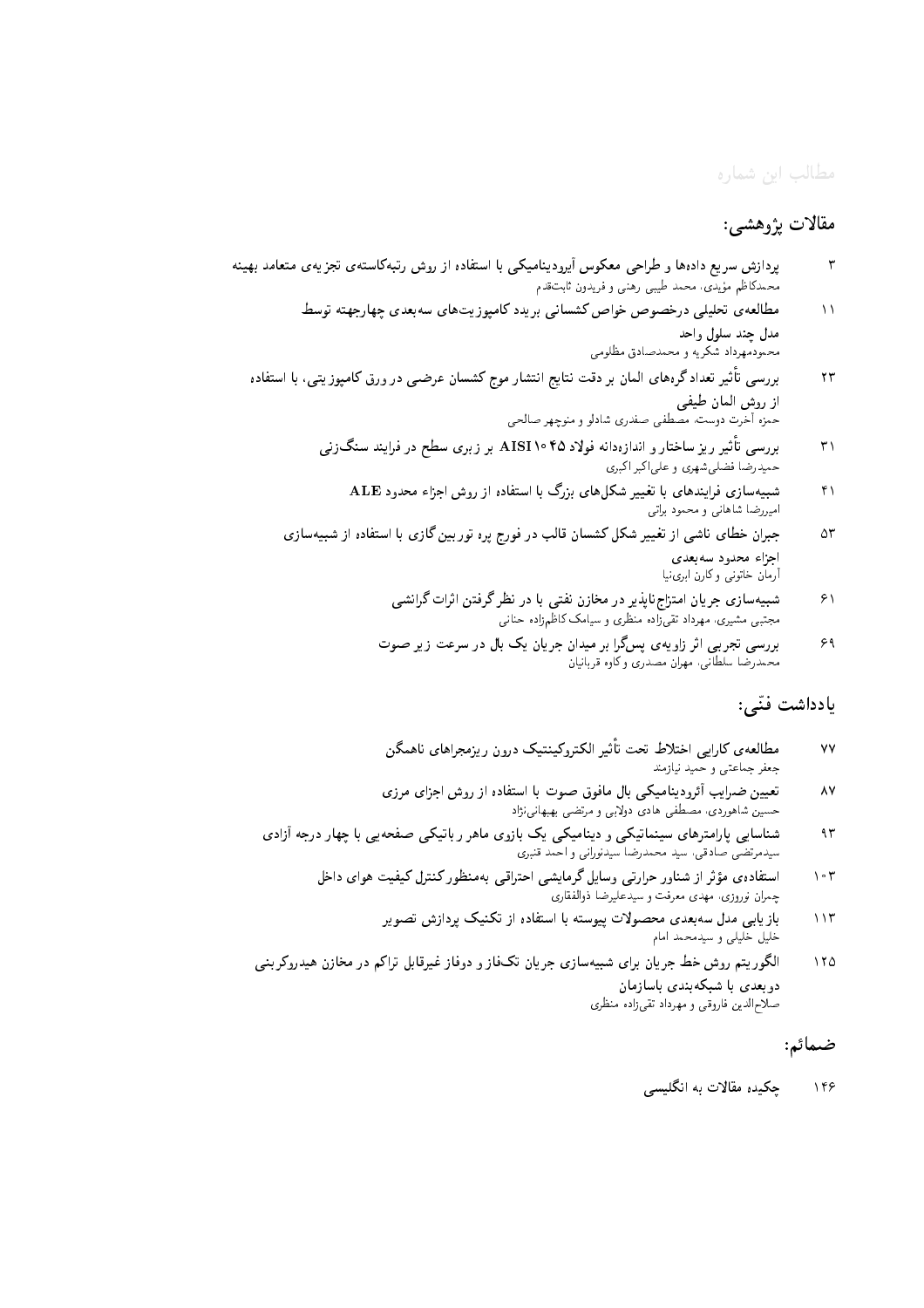## مطالب این شماره

## مقالات پژوهشی:

۳ پردازش سریع داده‌ها و طراحی معکوس آیرودینامیکی با استفاده از روش رتبه‌کاسته‌ی تجزیه‌ی متعامد بهینه
محمدکاظم مؤیدی، محمد طیبی رهنی و فریدون ثابت‌قدم

۱۱ مطالعه‌ی تحلیلی درخصوص خواص کشسانی برید کامپوزیت‌های سه‌بعدی چهارجهته توسط مدل چند سلول واحد
محمودمهرداد شکریه و محمدصادق مظلومی

۲۳ بررسی تأثیر تعداد گره‌های المان بر دقت نتایج انتشار موج کشسان عرضی در ورق کامپوزیتی، با استفاده از روش المان طیفی
حمزه آخرت دوست، مصطفی صفدری شادلو و منوچهر صالحی

۳۱ بررسی تأثیر ریز ساختار و اندازه‌دانه فولاد AISI ۱۰۴۵ بر زبری سطح در فرایند سنگ‌زنی
حمیدرضا فضلی‌شهری و علی‌اکبر اکبری

۴۱ شبیه‌سازی فرایندهای با تغییر شکل‌های بزرگ با استفاده از روش اجزاء محدود ALE
امیررضا شاهانی و محمود براتی

۵۳ جبران خطای ناشی از تغییر شکل کشسان قالب در فورج پره توربین‌گازی با استفاده از شبیه‌سازی اجزاء محدود سه‌بعدی
آرمان خاتونی و کارن ابری‌نیا

۶۱ شبیه‌سازی جریان امتزاج‌ناپذیر در مخازن نفتی با در نظر گرفتن اثرات گرانشی
مجتبی مشیری، مهرداد تقی‌زاده منظری و سیامک کاظم‌زاده حنانی

۶۹ بررسی تجربی اثر زاویه‌ی پس‌گرا بر میدان جریان یک بال در سرعت زیر صوت
محمدرضا سلطانی، مهران مصدری و کاوه قربانیان

## یادداشت فنّی:

۷۷ مطالعه‌ی کارایی اختلاط تحت تأثیر الکتروکینتیک درون ریزمجراهای ناهمگن
جعفر جماعتی و حمید نیازمند

۸۷ تعیین ضرایب آئرودینامیکی بال مافوق صوت با استفاده از روش اجزای مرزی
حسین شاهوردی، مصطفی هادی دولابی و مرتضی بهبهانی‌نژاد

۹۳ شناسایی پارامترهای سینماتیکی و دینامیکی یک بازوی ماهر رباتیکی صفحه‌یی با چهار درجه آزادی
سیدمرتضی صادقی، سید محمدرضا سیدنورانی و احمد قنبری

۱۰۳ استفاده‌ی مؤثر از شناور حرارتی وسایل گرمایشی احتراقی به‌منظور کنترل کیفیت هوای داخل
چمران نوروزی، مهدی معرفت و سیدعلیرضا ذوالفقاری

۱۱۳ بازیابی مدل سه‌بعدی محصولات پیوسته با استفاده از تکنیک پردازش تصویر
خلیل خلیلی و سیدمحمد امام

۱۲۵ الگوریتم روش خط جریان برای شبیه‌سازی جریان تک‌فاز و دوفاز غیرقابل تراکم در مخازن هیدروکربنی دوبعدی با شبکه‌بندی باسازمان
صلاح‌الدین فاروقی و مهرداد تقی‌زاده منظری

## ضمائم:

۱۴۶ چکیده مقالات به انگلیسی